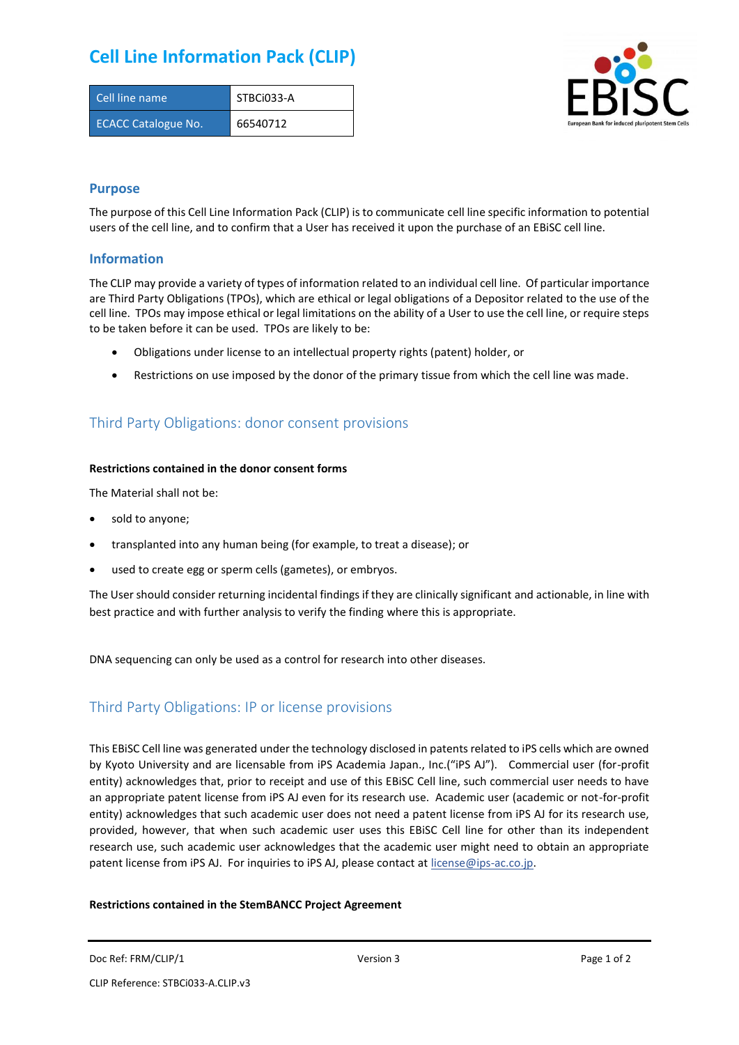# Cell Line Information Pack (CLIP)

| Cell line name | STBCi033-A |
|---|---|
| ECACC Catalogue No. | 66540712 |

## Purpose

The purpose of this Cell Line Information Pack (CLIP) is to communicate cell line specific information to potential users of the cell line, and to confirm that a User has received it upon the purchase of an EBiSC cell line.

## Information

The CLIP may provide a variety of types of information related to an individual cell line. Of particular importance are Third Party Obligations (TPOs), which are ethical or legal obligations of a Depositor related to the use of the cell line. TPOs may impose ethical or legal limitations on the ability of a User to use the cell line, or require steps to be taken before it can be used. TPOs are likely to be:

- Obligations under license to an intellectual property rights (patent) holder, or
- Restrictions on use imposed by the donor of the primary tissue from which the cell line was made.

## Third Party Obligations: donor consent provisions

**Restrictions contained in the donor consent forms**

The Material shall not be:

- sold to anyone;
- transplanted into any human being (for example, to treat a disease); or
- used to create egg or sperm cells (gametes), or embryos.

The User should consider returning incidental findings if they are clinically significant and actionable, in line with best practice and with further analysis to verify the finding where this is appropriate.

DNA sequencing can only be used as a control for research into other diseases.

## Third Party Obligations: IP or license provisions

This EBiSC Cell line was generated under the technology disclosed in patents related to iPS cells which are owned by Kyoto University and are licensable from iPS Academia Japan., Inc.("iPS AJ"). Commercial user (for-profit entity) acknowledges that, prior to receipt and use of this EBiSC Cell line, such commercial user needs to have an appropriate patent license from iPS AJ even for its research use. Academic user (academic or not-for-profit entity) acknowledges that such academic user does not need a patent license from iPS AJ for its research use, provided, however, that when such academic user uses this EBiSC Cell line for other than its independent research use, such academic user acknowledges that the academic user might need to obtain an appropriate patent license from iPS AJ. For inquiries to iPS AJ, please contact at license@ips-ac.co.jp.

**Restrictions contained in the StemBANCC Project Agreement**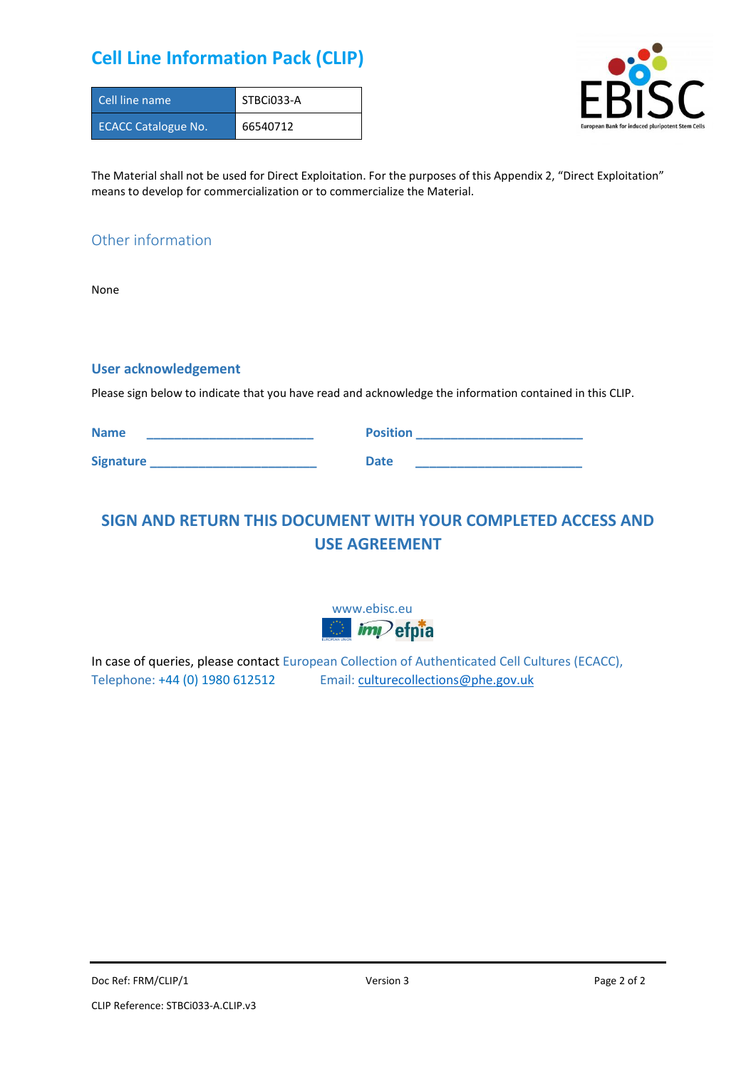# Cell Line Information Pack (CLIP)

| | |
|---|---|
| Cell line name | STBCi033-A |
| ECACC Catalogue No. | 66540712 |

The Material shall not be used for Direct Exploitation. For the purposes of this Appendix 2, "Direct Exploitation" means to develop for commercialization or to commercialize the Material.

## Other information

None

### User acknowledgement

Please sign below to indicate that you have read and acknowledge the information contained in this CLIP.

**Name** _________________________ **Position** _________________________

**Signature** _________________________ **Date** _________________________

## SIGN AND RETURN THIS DOCUMENT WITH YOUR COMPLETED ACCESS AND USE AGREEMENT

www.ebisc.eu

In case of queries, please contact European Collection of Authenticated Cell Cultures (ECACC), Telephone: +44 (0) 1980 612512 Email: culturecollections@phe.gov.uk

Doc Ref: FRM/CLIP/1 Version 3

CLIP Reference: STBCi033-A.CLIP.v3